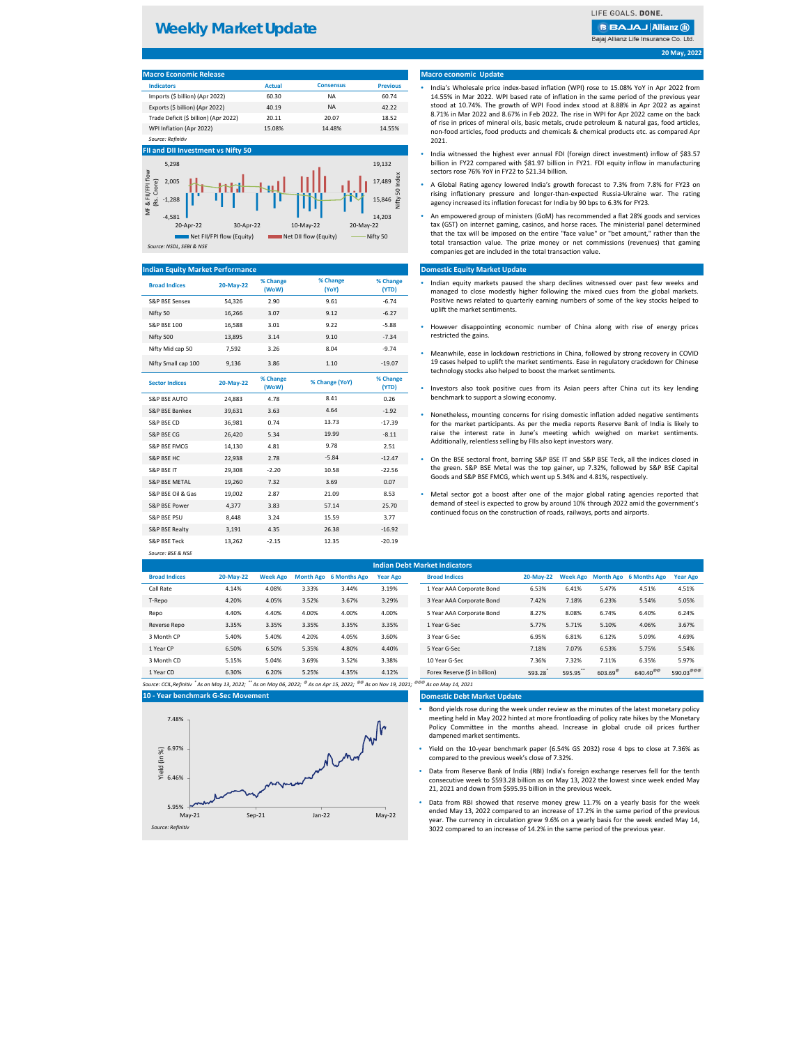# Weekly Market Update

LIFE GOALS. DONE.
BAJAJ | Allianz
Bajaj Allianz Life Insurance Co. Ltd.

20 May, 2022

## Macro Economic Release

| Indicators | Actual | Consensus | Previous |
|---|---|---|---|
| Imports ($ billion) (Apr 2022) | 60.30 | NA | 60.74 |
| Exports ($ billion) (Apr 2022) | 40.19 | NA | 42.22 |
| Trade Deficit ($ billion) (Apr 2022) | 20.11 | 20.07 | 18.52 |
| WPI Inflation (Apr 2022) | 15.08% | 14.48% | 14.55% |

*Source: Refinitiv*

## FII and DII Investment vs Nifty 50

MF & FII/FPI flow (Rs. Crore): 5,298; 2,005; -1,288; -4,581
Nifty 50 Index: 19,132; 17,489; 15,846; 14,203
20-Apr-22; 30-Apr-22; 10-May-22; 20-May-22
Net FII/FPI flow (Equity) | Net DII flow (Equity) | Nifty 50

*Source: NSDL, SEBI & NSE*

## Macro economic Update

- India's Wholesale price index-based inflation (WPI) rose to 15.08% YoY in Apr 2022 from 14.55% in Mar 2022. WPI based rate of inflation in the same period of the previous year stood at 10.74%. The growth of WPI Food index stood at 8.88% in Apr 2022 as against 8.71% in Mar 2022 and 8.67% in Feb 2022. The rise in WPI for Apr 2022 came on the back of rise in the prices of mineral oils, basic metals, crude petroleum & natural gas, food articles, non-food articles, food products and chemicals & chemical products etc. as compared Apr 2021.
- India witnessed the highest ever annual FDI (foreign direct investment) inflow of $83.57 billion in FY22 compared with $81.97 billion in FY21. FDI equity inflow in manufacturing sectors rose 76% YoY in FY22 to $21.34 billion.
- A Global Rating agency lowered India's growth forecast to 7.3% from 7.8% for FY23 on rising inflationary pressure and longer-than-expected Russia-Ukraine war. The rating agency increased its inflation forecast for India by 90 bps to 6.3% for FY23.
- An empowered group of ministers (GoM) has recommended a flat 28% goods and services tax (GST) on internet gaming, casinos, and horse races. The ministerial panel determined that the tax will be imposed on the entire "face value" or "bet amount," rather than the total transaction value. The prize money or net commissions (revenues) that gaming companies get are included in the total transaction value.

## Indian Equity Market Performance

| Broad Indices | 20-May-22 | % Change (WoW) | % Change (YoY) | % Change (YTD) |
|---|---|---|---|---|
| S&P BSE Sensex | 54,326 | 2.90 | 9.61 | -6.74 |
| Nifty 50 | 16,266 | 3.07 | 9.12 | -6.27 |
| S&P BSE 100 | 16,588 | 3.01 | 9.22 | -5.88 |
| Nifty 500 | 13,895 | 3.14 | 9.10 | -7.34 |
| Nifty Mid cap 50 | 7,592 | 3.26 | 8.04 | -9.74 |
| Nifty Small cap 100 | 9,136 | 3.86 | 1.10 | -19.07 |
| **Sector Indices** | **20-May-22** | **% Change (WoW)** | **% Change (YoY)** | **% Change (YTD)** |
| S&P BSE AUTO | 24,883 | 4.78 | 8.41 | 0.26 |
| S&P BSE Bankex | 39,631 | 3.63 | 4.64 | -1.92 |
| S&P BSE CD | 36,981 | 0.74 | 13.73 | -17.39 |
| S&P BSE CG | 26,420 | 5.34 | 19.99 | -8.11 |
| S&P BSE FMCG | 14,130 | 4.81 | 9.78 | 2.51 |
| S&P BSE HC | 22,938 | 2.78 | -5.84 | -12.47 |
| S&P BSE IT | 29,308 | -2.20 | 10.58 | -22.56 |
| S&P BSE METAL | 19,260 | 7.32 | 3.69 | 0.07 |
| S&P BSE Oil & Gas | 19,002 | 2.87 | 21.09 | 8.53 |
| S&P BSE Power | 4,377 | 3.83 | 57.14 | 25.70 |
| S&P BSE PSU | 8,448 | 3.24 | 15.59 | 3.77 |
| S&P BSE Realty | 3,191 | 4.35 | 26.38 | -16.92 |
| S&P BSE Teck | 13,262 | -2.15 | 12.35 | -20.19 |

*Source: BSE & NSE*

## Domestic Equity Market Update

- Indian equity markets paused the sharp declines witnessed over past few weeks and managed to close modestly higher following the mixed cues from the global markets. Positive news related to quarterly earning numbers of some of the key stocks helped to uplift the market sentiments.
- However disappointing economic number of China along with rise of energy prices restricted the gains.
- Meanwhile, ease in lockdown restrictions in China, followed by strong recovery in COVID 19 cases helped to uplift the market sentiments. Ease in regulatory crackdown for Chinese technology stocks also helped to boost the market sentiments.
- Investors also took positive cues from its Asian peers after China cut its key lending benchmark to support a slowing economy.
- Nonetheless, mounting concerns for rising domestic inflation added negative sentiments for the market participants. As per the media reports Reserve Bank of India is likely to raise the interest rate in June's meeting which weighed on market sentiments. Additionally, relentless selling by FIIs also kept investors wary.
- On the BSE sectoral front, barring S&P BSE IT and S&P BSE Teck, all the indices closed in the green. S&P BSE Metal was the top gainer, up 7.32%, followed by S&P BSE Capital Goods and S&P BSE FMCG, which went up 5.34% and 4.81%, respectively.
- Metal sector got a boost after one of the major global rating agencies reported that demand of steel is expected to grow by around 10% through 2022 amid the government's continued focus on the construction of roads, railways, ports and airports.

## Indian Debt Market Indicators

| Broad Indices | 20-May-22 | Week Ago | Month Ago | 6 Months Ago | Year Ago |
|---|---|---|---|---|---|
| Call Rate | 4.14% | 4.08% | 3.33% | 3.44% | 3.19% |
| T-Repo | 4.20% | 4.05% | 3.52% | 3.67% | 3.29% |
| Repo | 4.40% | 4.40% | 4.00% | 4.00% | 4.00% |
| Reverse Repo | 3.35% | 3.35% | 3.35% | 3.35% | 3.35% |
| 3 Month CP | 5.40% | 5.40% | 4.20% | 4.05% | 3.60% |
| 1 Year CP | 6.50% | 6.50% | 5.35% | 4.80% | 4.40% |
| 3 Month CD | 5.15% | 5.04% | 3.69% | 3.52% | 3.38% |
| 1 Year CD | 6.30% | 6.20% | 5.25% | 4.35% | 4.12% |

| Broad Indices | 20-May-22 | Week Ago | Month Ago | 6 Months Ago | Year Ago |
|---|---|---|---|---|---|
| 1 Year AAA Corporate Bond | 6.53% | 6.41% | 5.47% | 4.51% | 4.51% |
| 3 Year AAA Corporate Bond | 7.42% | 7.18% | 6.23% | 5.54% | 5.05% |
| 5 Year AAA Corporate Bond | 8.27% | 8.08% | 6.74% | 6.40% | 6.24% |
| 1 Year G-Sec | 5.77% | 5.71% | 5.10% | 4.06% | 3.67% |
| 3 Year G-Sec | 6.95% | 6.81% | 6.12% | 5.09% | 4.69% |
| 5 Year G-Sec | 7.18% | 7.07% | 6.53% | 5.75% | 5.54% |
| 10 Year G-Sec | 7.36% | 7.32% | 7.11% | 6.35% | 5.97% |
| Forex Reserve ($ in billion) | 593.28* | 595.95** | 603.69@ | 640.40@@ | 590.03@@@ |

*Source: CCIL,Refinitiv * As on May 13, 2022; ** As on May 06, 2022; @ As on Apr 15, 2022; @@ As on Nov 19, 2021; @@@ As on May 14, 2021*

## 10 - Year benchmark G-Sec Movement

Yield (in %): 7.48%; 6.97%; 6.46%; 5.95%
May-21; Sep-21; Jan-22; May-22

*Source: Refinitiv*

## Domestic Debt Market Update

- Bond yields rose during the week under review as the minutes of the latest monetary policy meeting held in May 2022 hinted at more frontloading of policy rate hikes by the Monetary Policy Committee in the months ahead. Increase in global crude oil prices further dampened market sentiments.
- Yield on the 10-year benchmark paper (6.54% GS 2032) rose 4 bps to close at 7.36% as compared to the previous week's close of 7.32%.
- Data from Reserve Bank of India (RBI) India's foreign exchange reserves fell for the tenth consecutive week to $593.28 billion as on May 13, 2022 the lowest since week ended May 21, 2021 and down from $595.95 billion in the previous week.
- Data from RBI showed that reserve money grew 11.7% on a yearly basis for the week ended May 13, 2022 compared to an increase of 17.2% in the same period of the previous year. The currency in circulation grew 9.6% on a yearly basis for the week ended May 14, 3022 compared to an increase of 14.2% in the same period of the previous year.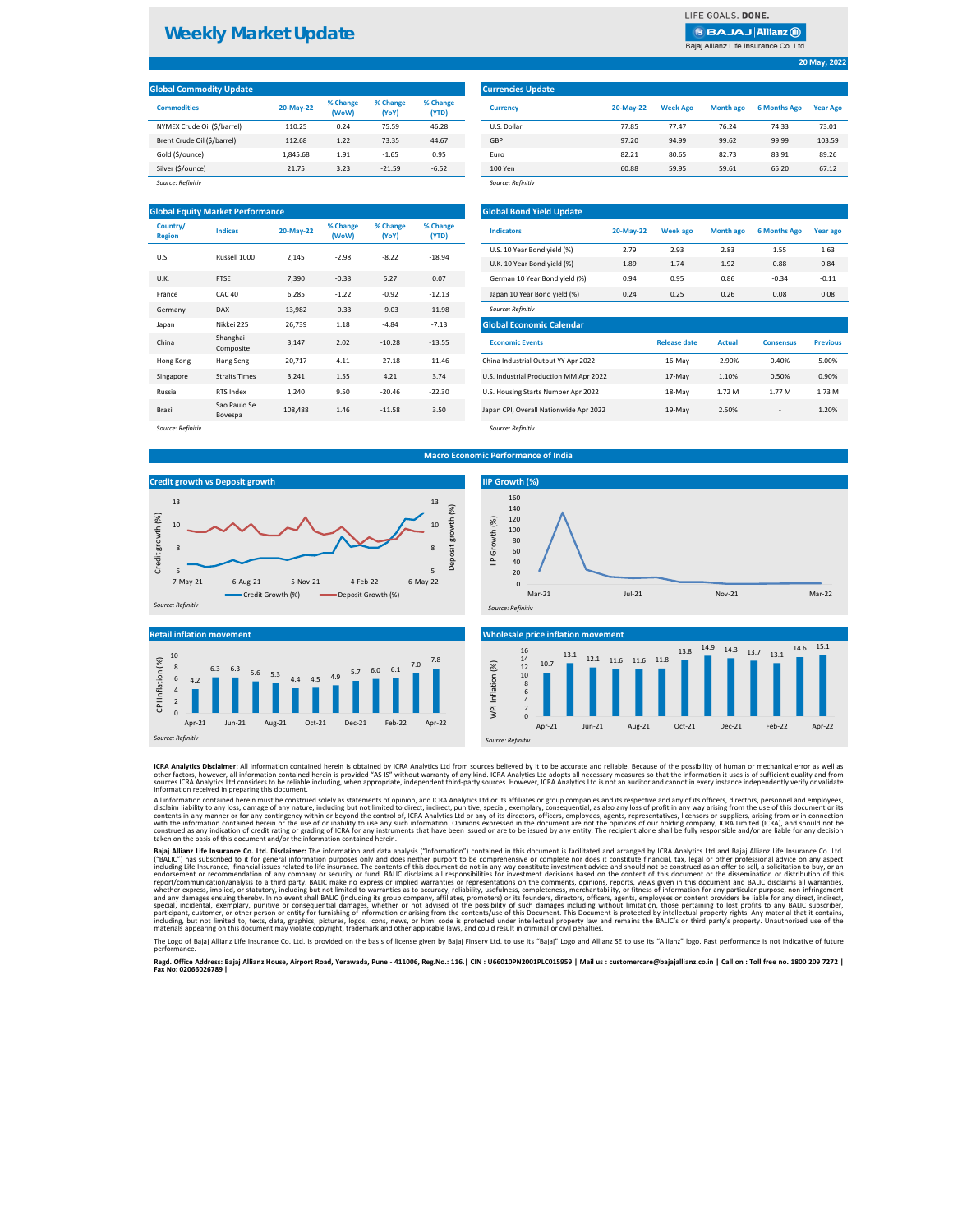# Weekly Market Update

LIFE GOALS. DONE.

Bajaj Allianz Life Insurance Co. Ltd.

**20 May, 2022**

## Global Commodity Update

| Commodities | 20-May-22 | % Change (WoW) | % Change (YoY) | % Change (YTD) |
|---|---|---|---|---|
| NYMEX Crude Oil ($/barrel) | 110.25 | 0.24 | 75.59 | 46.28 |
| Brent Crude Oil ($/barrel) | 112.68 | 1.22 | 73.35 | 44.67 |
| Gold ($/ounce) | 1,845.68 | 1.91 | -1.65 | 0.95 |
| Silver ($/ounce) | 21.75 | 3.23 | -21.59 | -6.52 |

*Source: Refinitiv*

## Currencies Update

| Currency | 20-May-22 | Week Ago | Month ago | 6 Months Ago | Year Ago |
|---|---|---|---|---|---|
| U.S. Dollar | 77.85 | 77.47 | 76.24 | 74.33 | 73.01 |
| GBP | 97.20 | 94.99 | 99.62 | 99.99 | 103.59 |
| Euro | 82.21 | 80.65 | 82.73 | 83.91 | 89.26 |
| 100 Yen | 60.88 | 59.95 | 59.61 | 65.20 | 67.12 |

*Source: Refinitiv*

## Global Equity Market Performance

| Country/ Region | Indices | 20-May-22 | % Change (WoW) | % Change (YoY) | % Change (YTD) |
|---|---|---|---|---|---|
| U.S. | Russell 1000 | 2,145 | -2.98 | -8.22 | -18.94 |
| U.K. | FTSE | 7,390 | -0.38 | 5.27 | 0.07 |
| France | CAC 40 | 6,285 | -1.22 | -0.92 | -12.13 |
| Germany | DAX | 13,982 | -0.33 | -9.03 | -11.98 |
| Japan | Nikkei 225 | 26,739 | 1.18 | -4.84 | -7.13 |
| China | Shanghai Composite | 3,147 | 2.02 | -10.28 | -13.55 |
| Hong Kong | Hang Seng | 20,717 | 4.11 | -27.18 | -11.46 |
| Singapore | Straits Times | 3,241 | 1.55 | 4.21 | 3.74 |
| Russia | RTS Index | 1,240 | 9.50 | -20.46 | -22.30 |
| Brazil | Sao Paulo Se Bovespa | 108,488 | 1.46 | -11.58 | 3.50 |

*Source: Refinitiv*

## Global Bond Yield Update

| Indicators | 20-May-22 | Week ago | Month ago | 6 Months Ago | Year ago |
|---|---|---|---|---|---|
| U.S. 10 Year Bond yield (%) | 2.79 | 2.93 | 2.83 | 1.55 | 1.63 |
| U.K. 10 Year Bond yield (%) | 1.89 | 1.74 | 1.92 | 0.88 | 0.84 |
| German 10 Year Bond yield (%) | 0.94 | 0.95 | 0.86 | -0.34 | -0.11 |
| Japan 10 Year Bond yield (%) | 0.24 | 0.25 | 0.26 | 0.08 | 0.08 |

*Source: Refinitiv*

## Global Economic Calendar

| Economic Events | Release date | Actual | Consensus | Previous |
|---|---|---|---|---|
| China Industrial Output YY Apr 2022 | 16-May | -2.90% | 0.40% | 5.00% |
| U.S. Industrial Production MM Apr 2022 | 17-May | 1.10% | 0.50% | 0.90% |
| U.S. Housing Starts Number Apr 2022 | 18-May | 1.72 M | 1.77 M | 1.73 M |
| Japan CPI, Overall Nationwide Apr 2022 | 19-May | 2.50% | - | 1.20% |

*Source: Refinitiv*

## Macro Economic Performance of India

### Credit growth vs Deposit growth

Credit growth (%)
Deposit growth (%)
13 10 8 5
7-May-21 6-Aug-21 5-Nov-21 4-Feb-22 6-May-22
Credit Growth (%) Deposit Growth (%)

*Source: Refinitiv*

### IIP Growth (%)

IIP Growth (%)
160 140 120 100 80 60 40 20 0
Mar-21 Jul-21 Nov-21 Mar-22

*Source: Refinitiv*

### Retail inflation movement

CPI Inflation (%)
10 8 6 4 2 0
4.2 6.3 6.3 5.6 5.3 4.4 4.5 4.9 5.7 6.0 6.1 7.0 7.8
Apr-21 Jun-21 Aug-21 Oct-21 Dec-21 Feb-22 Apr-22

*Source: Refinitiv*

### Wholesale price inflation movement

WPI Inflation (%)
16 14 12 10 8 6 4 2 0
10.7 13.1 12.1 11.6 11.6 11.8 13.8 14.9 14.3 13.7 13.1 14.6 15.1
Apr-21 Jun-21 Aug-21 Oct-21 Dec-21 Feb-22 Apr-22

*Source: Refinitiv*

**ICRA Analytics Disclaimer:** All information contained herein is obtained by ICRA Analytics Ltd from sources believed by it to be accurate and reliable. Because of the possibility of human or mechanical error as well as other factors, however, all information contained herein is provided "AS IS" without warranty of any kind. ICRA Analytics Ltd adopts all necessary measures so that the information it uses is of sufficient quality and from sources ICRA Analytics Ltd considers to be reliable including, when appropriate, independent third-party sources. However, ICRA Analytics Ltd is not an auditor and cannot in every instance independently verify or validate information received in preparing this document.

All information contained herein must be construed solely as statements of opinion, and ICRA Analytics Ltd or its affiliates or group companies and its respective and any of its officers, directors, personnel and employees, disclaim liability to any loss, damage of any nature, including but not limited to direct, indirect, punitive, special, exemplary, consequential, as also any loss of profit in any way arising from the use of this document or its contents in any manner or for any contingency within or beyond the control of, ICRA Analytics Ltd or any of its directors, officers, employees, agents, representatives, licensors or suppliers, arising from or in connection with the information contained herein or the use of or inability to use any such information. Opinions expressed in the document are not the opinions of our holding company, ICRA Limited (ICRA), and should not be construed as any indication of credit rating or grading of ICRA for any instruments that have been issued or are to be issued by any entity. The recipient alone shall be fully responsible and/or are liable for any decision taken on the basis of this document and/or the information contained herein.

**Bajaj Allianz Life Insurance Co. Ltd. Disclaimer:** The information and data analysis ("Information") contained in this document is facilitated and arranged by ICRA Analytics Ltd and Bajaj Allianz Life Insurance Co. Ltd. ("BALIC") has subscribed to it for general information purposes only and does neither purport to be comprehensive or complete nor does it constitute financial, tax, legal or other professional advice on any aspect including Life Insurance, financial issues related to life insurance. The contents of this document do not in any way constitute investment advice and should not be construed as an offer to sell, a solicitation to buy, or an endorsement or recommendation of any company or security or fund. BALIC disclaims all responsibilities for investment decisions based on the content of this document or the dissemination or distribution of this report/communication/analysis to a third party. BALIC make no express or implied warranties or representations on the comments, opinions, reports, views given in this document and BALIC disclaims all warranties, whether express, implied, or statutory, including but not limited to warranties as to accuracy, reliability, usefulness, completeness, merchantability, or fitness of information for any particular purpose, non-infringement and any damages ensuing thereby. In no event shall BALIC (including its group company, affiliates, promoters) or its founders, directors, officers, agents, employees or content providers be liable for any direct, indirect, special, incidental, exemplary, punitive or consequential damages, whether or not advised of the possibility of such damages including without limitation, those pertaining to lost profits to any BALIC subscriber, participant, customer, or other person or entity for furnishing of information or arising from the contents/use of this Document. This Document is protected by intellectual property rights. Any material that it contains, including, but not limited to, texts, data, graphics, pictures, logos, icons, news, or html code is protected under intellectual property law and remains the BALIC's or third party's property. Unauthorized use of the materials appearing on this document may violate copyright, trademark and other applicable laws, and could result in criminal or civil penalties.

The Logo of Bajaj Allianz Life Insurance Co. Ltd. is provided on the basis of license given by Bajaj Finserv Ltd. to use its "Bajaj" Logo and Allianz SE to use its "Allianz" logo. Past performance is not indicative of future performance.

**Regd. Office Address: Bajaj Allianz House, Airport Road, Yerawada, Pune - 411006, Reg.No.: 116.| CIN : U66010PN2001PLC015959 | Mail us : customercare@bajajallianz.co.in | Call on : Toll free no. 1800 209 7272 | Fax No: 02066026789 |**